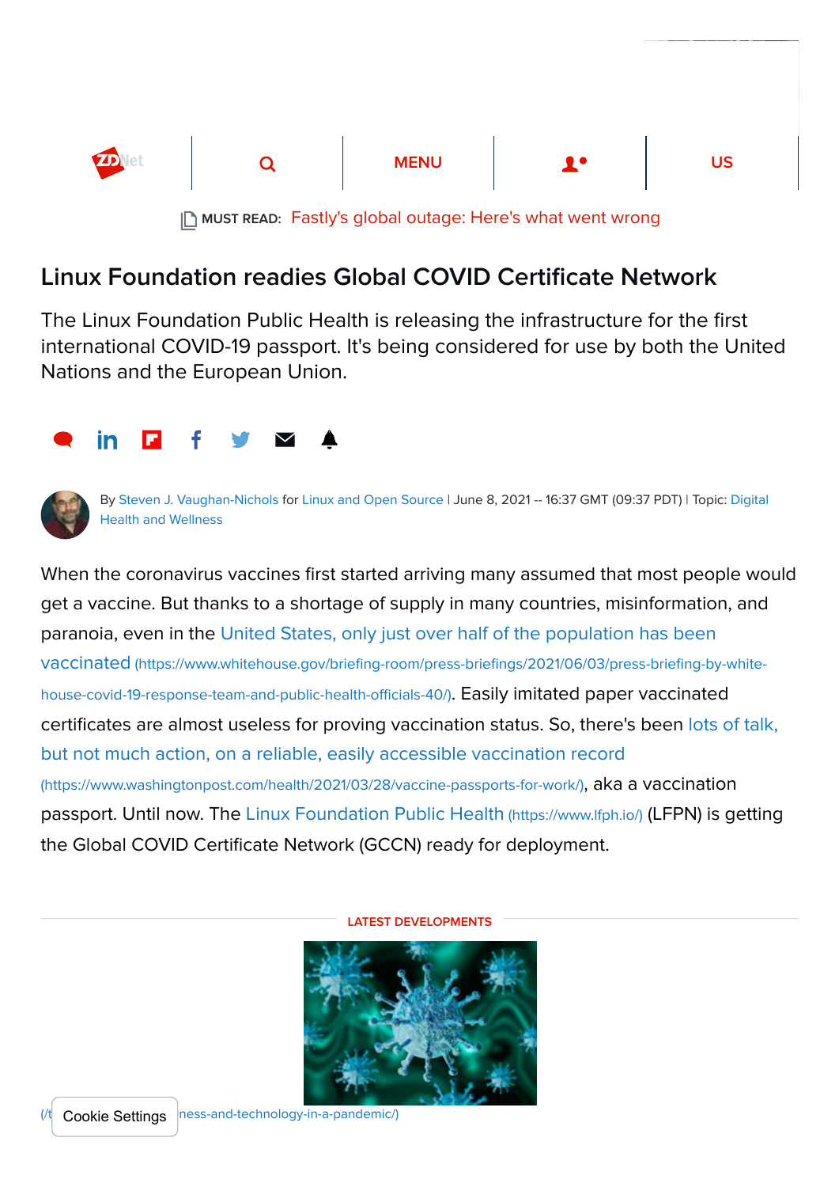MUST READ: Fastly's global outage: Here's what went wrong

# Linux Foundation readies Global COVID Certificate Network

The Linux Foundation Public Health is releasing the infrastructure for the first international COVID-19 passport. It's being considered for use by both the United Nations and the European Union.

By Steven J. Vaughan-Nichols for Linux and Open Source | June 8, 2021 -- 16:37 GMT (09:37 PDT) | Topic: Digital Health and Wellness

When the coronavirus vaccines first started arriving many assumed that most people would get a vaccine. But thanks to a shortage of supply in many countries, misinformation, and paranoia, even in the United States, only just over half of the population has been vaccinated (https://www.whitehouse.gov/briefing-room/press-briefings/2021/06/03/press-briefing-by-white-house-covid-19-response-team-and-public-health-officials-40/). Easily imitated paper vaccinated certificates are almost useless for proving vaccination status. So, there's been lots of talk, but not much action, on a reliable, easily accessible vaccination record (https://www.washingtonpost.com/health/2021/03/28/vaccine-passports-for-work/), aka a vaccination passport. Until now. The Linux Foundation Public Health (https://www.lfph.io/) (LFPN) is getting the Global COVID Certificate Network (GCCN) ready for deployment.

LATEST DEVELOPMENTS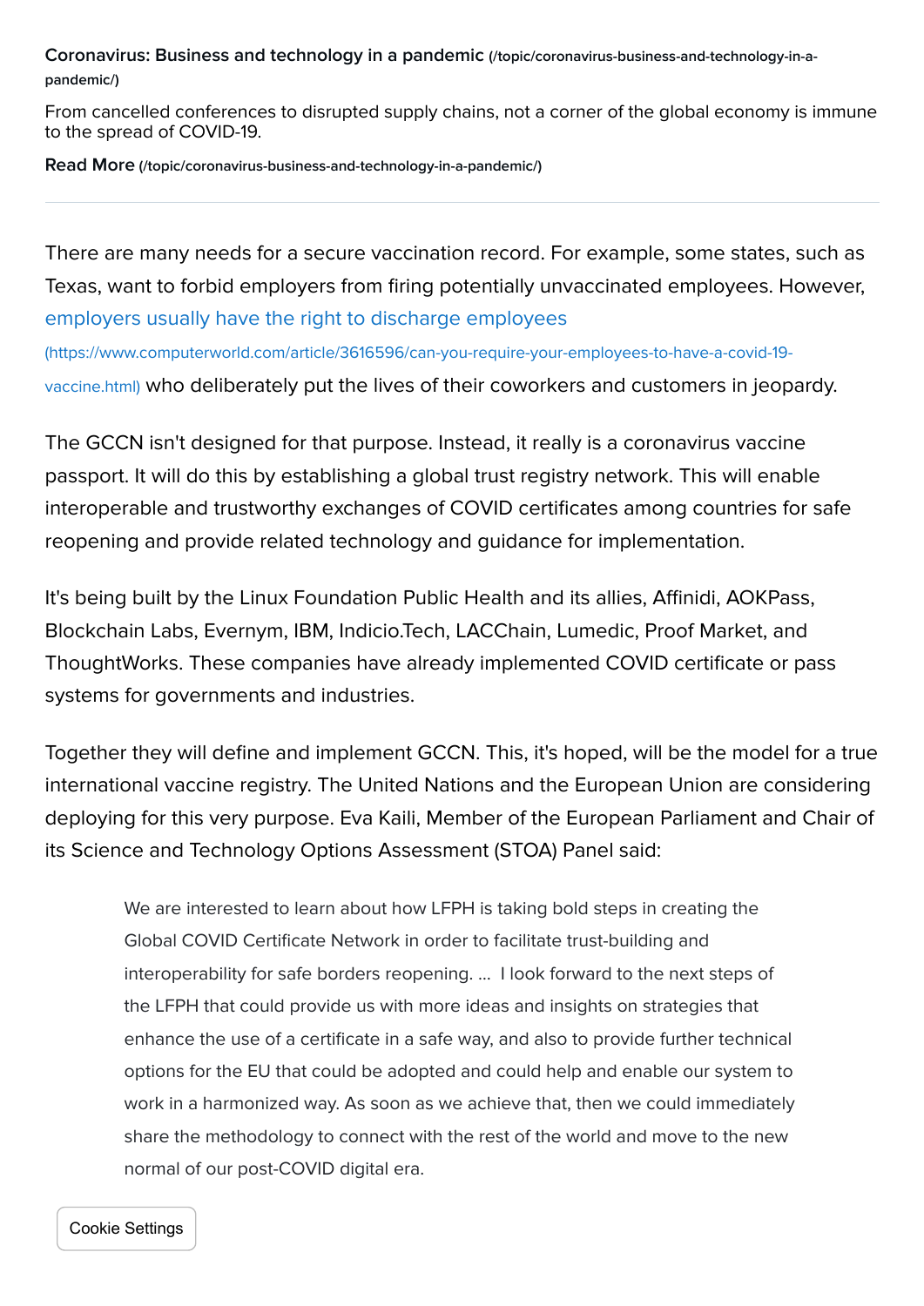**Coronavirus: Business and technology in a pandemic** (/topic/coronavirus-business-and-technology-in-a-pandemic/)

From cancelled conferences to disrupted supply chains, not a corner of the global economy is immune to the spread of COVID-19.

**Read More** (/topic/coronavirus-business-and-technology-in-a-pandemic/)

---

There are many needs for a secure vaccination record. For example, some states, such as Texas, want to forbid employers from firing potentially unvaccinated employees. However, employers usually have the right to discharge employees (https://www.computerworld.com/article/3616596/can-you-require-your-employees-to-have-a-covid-19-vaccine.html) who deliberately put the lives of their coworkers and customers in jeopardy.

The GCCN isn't designed for that purpose. Instead, it really is a coronavirus vaccine passport. It will do this by establishing a global trust registry network. This will enable interoperable and trustworthy exchanges of COVID certificates among countries for safe reopening and provide related technology and guidance for implementation.

It's being built by the Linux Foundation Public Health and its allies, Affinidi, AOKPass, Blockchain Labs, Evernym, IBM, Indicio.Tech, LACChain, Lumedic, Proof Market, and ThoughtWorks. These companies have already implemented COVID certificate or pass systems for governments and industries.

Together they will define and implement GCCN. This, it's hoped, will be the model for a true international vaccine registry. The United Nations and the European Union are considering deploying for this very purpose. Eva Kaili, Member of the European Parliament and Chair of its Science and Technology Options Assessment (STOA) Panel said:

> We are interested to learn about how LFPH is taking bold steps in creating the Global COVID Certificate Network in order to facilitate trust-building and interoperability for safe borders reopening. ... I look forward to the next steps of the LFPH that could provide us with more ideas and insights on strategies that enhance the use of a certificate in a safe way, and also to provide further technical options for the EU that could be adopted and could help and enable our system to work in a harmonized way. As soon as we achieve that, then we could immediately share the methodology to connect with the rest of the world and move to the new normal of our post-COVID digital era.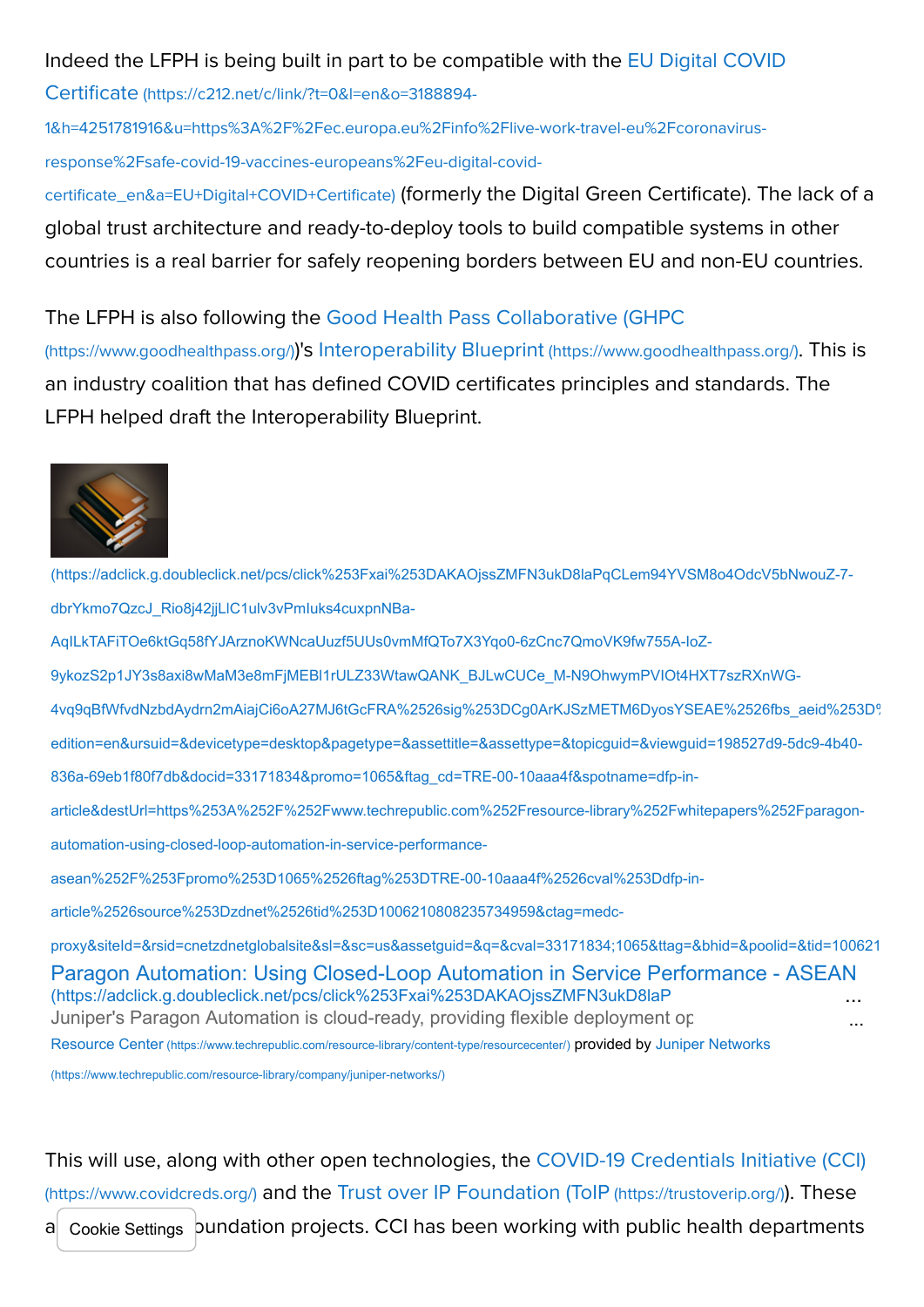Indeed the LFPH is being built in part to be compatible with the EU Digital COVID Certificate (https://c212.net/c/link/?t=0&l=en&o=3188894-1&h=4251781916&u=https%3A%2F%2Fec.europa.eu%2Finfo%2Flive-work-travel-eu%2Fcoronavirus-response%2Fsafe-covid-19-vaccines-europeans%2Feu-digital-covid-certificate_en&a=EU+Digital+COVID+Certificate) (formerly the Digital Green Certificate). The lack of a global trust architecture and ready-to-deploy tools to build compatible systems in other countries is a real barrier for safely reopening borders between EU and non-EU countries.

The LFPH is also following the Good Health Pass Collaborative (GHPC (https://www.goodhealthpass.org/))'s Interoperability Blueprint (https://www.goodhealthpass.org/). This is an industry coalition that has defined COVID certificates principles and standards. The LFPH helped draft the Interoperability Blueprint.

(https://adclick.g.doubleclick.net/pcs/click%253Fxai%253DAKAOjssZMFN3ukD8laPqCLem94YVSM8o4OdcV5bNwouZ-7-dbrYkmo7QzcJ_Rio8j42jjLlC1ulv3vPmIuks4cuxpnNBa-AqILkTAFiTOe6ktGq58fYJArznoKWNcaUuzf5UUs0vmMfQTo7X3Yqo0-6zCnc7QmoVK9fw755A-loZ-9ykozS2p1JY3s8axi8wMaM3e8mFjMEBl1rULZ33WtawQANK_BJLwCUCe_M-N9OhwymPVIOt4HXT7szRXnWG-4vq9qBfWfvdNzbdAydrn2mAiajCi6oA27MJ6tGcFRA%2526sig%253DCg0ArKJSzMETM6DyosYSEAE%2526fbs_aeid%253D%edition=en&ursuid=&devicetype=desktop&pagetype=&assettitle=&assettype=&topicguid=&viewguid=198527d9-5dc9-4b40-836a-69eb1f80f7db&docid=33171834&promo=1065&ftag_cd=TRE-00-10aaa4f&spotname=dfp-in-article&destUrl=https%253A%252F%252Fwww.techrepublic.com%252Fresource-library%252Fwhitepapers%252Fparagon-automation-using-closed-loop-automation-in-service-performance-asean%252F%253Fpromo%253D1065%2526ftag%253DTRE-00-10aaa4f%2526cval%253Ddfp-in-article%2526source%253Dzdnet%2526tid%253D1006210808235734959&ctag=medc-proxy&siteId=&rsid=cnetzdnetglobalsite&sl=&sc=us&assetguid=&q=&cval=33171834;1065&ttag=&bhid=&poolid=&tid=100621

Paragon Automation: Using Closed-Loop Automation in Service Performance - ASEAN (https://adclick.g.doubleclick.net/pcs/click%253Fxai%253DAKAOjssZMFN3ukD8laP ...

Juniper's Paragon Automation is cloud-ready, providing flexible deployment op ...

Resource Center (https://www.techrepublic.com/resource-library/content-type/resourcecenter/) provided by Juniper Networks (https://www.techrepublic.com/resource-library/company/juniper-networks/)

This will use, along with other open technologies, the COVID-19 Credentials Initiative (CCI) (https://www.covidcreds.org/) and the Trust over IP Foundation (ToIP (https://trustoverip.org/)). These a[...]oundation projects. CCI has been working with public health departments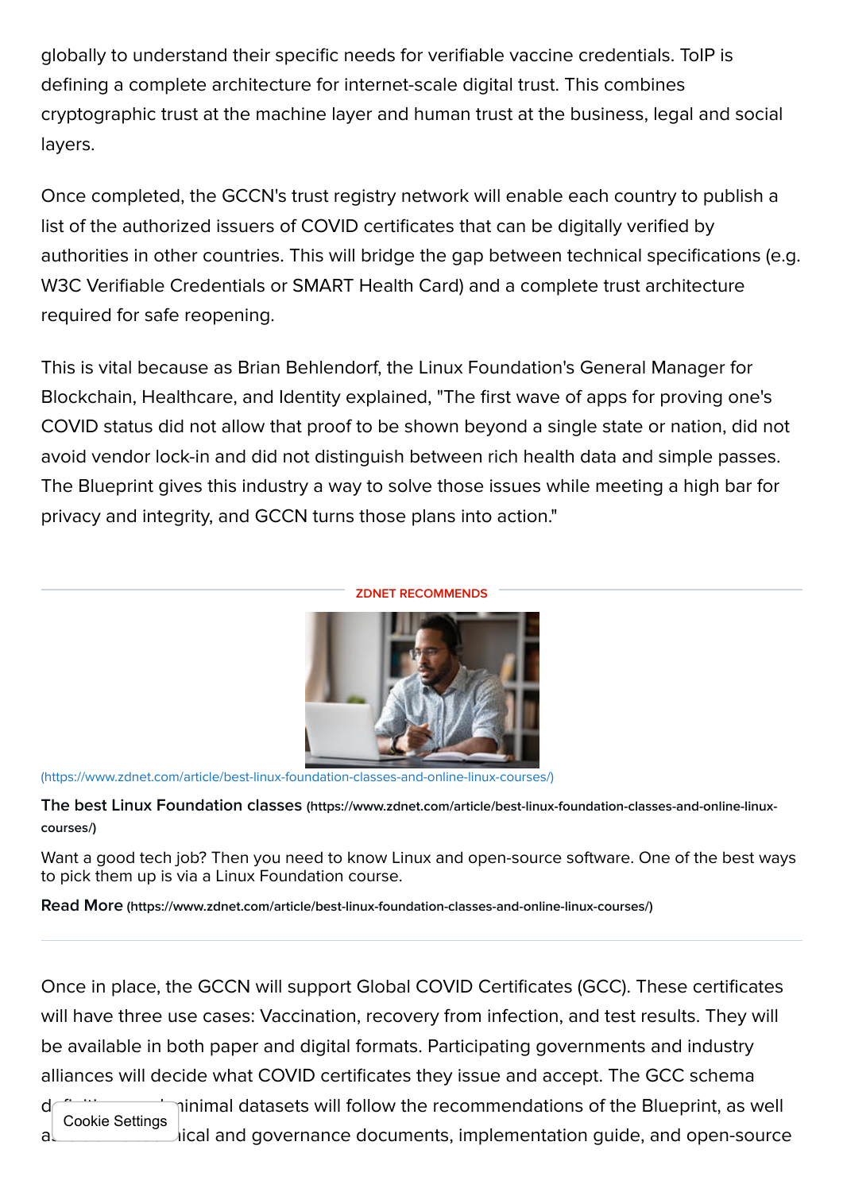globally to understand their specific needs for verifiable vaccine credentials. ToIP is defining a complete architecture for internet-scale digital trust. This combines cryptographic trust at the machine layer and human trust at the business, legal and social layers.

Once completed, the GCCN's trust registry network will enable each country to publish a list of the authorized issuers of COVID certificates that can be digitally verified by authorities in other countries. This will bridge the gap between technical specifications (e.g. W3C Verifiable Credentials or SMART Health Card) and a complete trust architecture required for safe reopening.

This is vital because as Brian Behlendorf, the Linux Foundation's General Manager for Blockchain, Healthcare, and Identity explained, "The first wave of apps for proving one's COVID status did not allow that proof to be shown beyond a single state or nation, did not avoid vendor lock-in and did not distinguish between rich health data and simple passes. The Blueprint gives this industry a way to solve those issues while meeting a high bar for privacy and integrity, and GCCN turns those plans into action."

ZDNET RECOMMENDS

(https://www.zdnet.com/article/best-linux-foundation-classes-and-online-linux-courses/)

**The best Linux Foundation classes** (https://www.zdnet.com/article/best-linux-foundation-classes-and-online-linux-courses/)

Want a good tech job? Then you need to know Linux and open-source software. One of the best ways to pick them up is via a Linux Foundation course.

**Read More** (https://www.zdnet.com/article/best-linux-foundation-classes-and-online-linux-courses/)

Once in place, the GCCN will support Global COVID Certificates (GCC). These certificates will have three use cases: Vaccination, recovery from infection, and test results. They will be available in both paper and digital formats. Participating governments and industry alliances will decide what COVID certificates they issue and accept. The GCC schema d... minimal datasets will follow the recommendations of the Blueprint, as well a... ...ical and governance documents, implementation guide, and open-source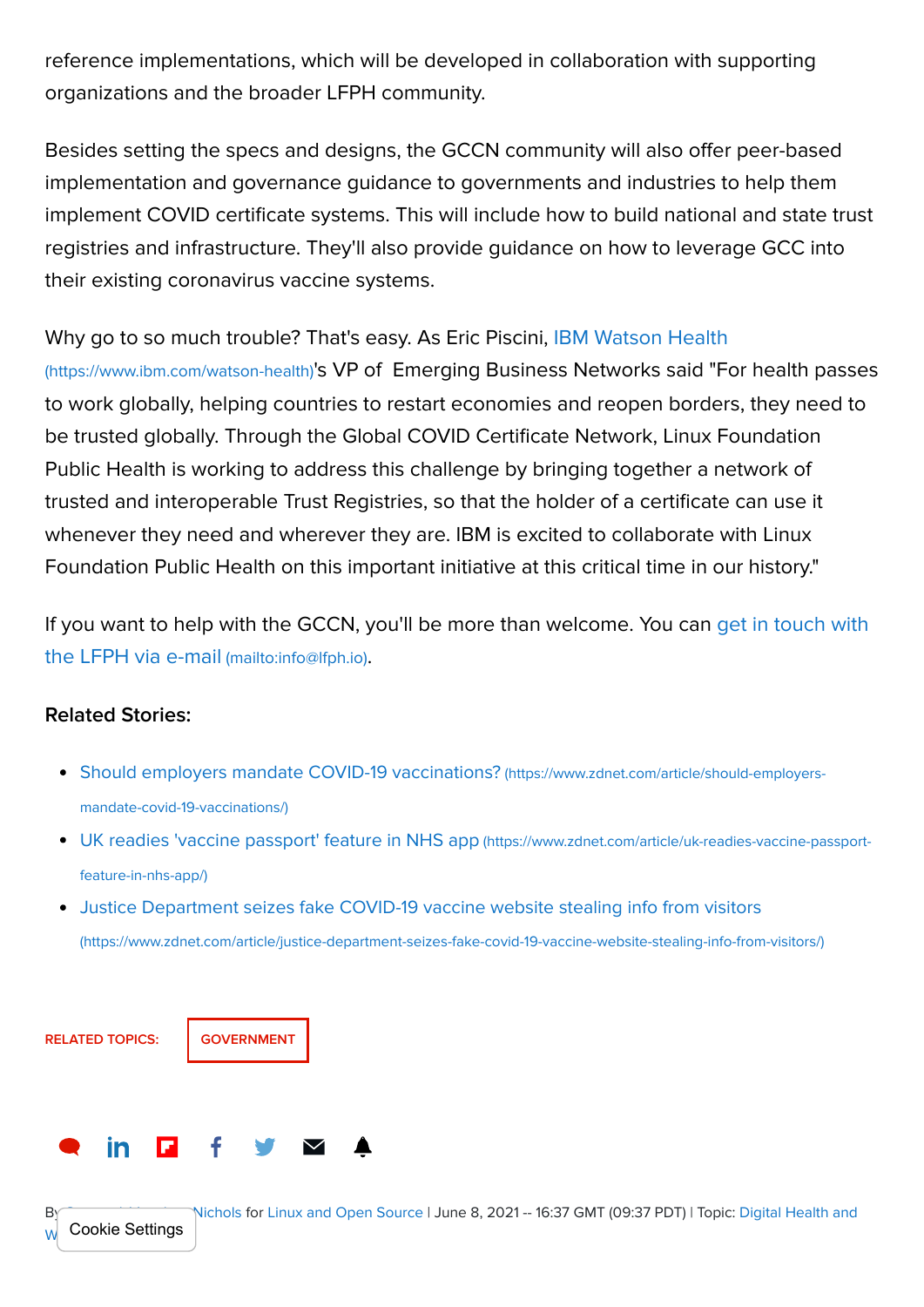reference implementations, which will be developed in collaboration with supporting organizations and the broader LFPH community.

Besides setting the specs and designs, the GCCN community will also offer peer-based implementation and governance guidance to governments and industries to help them implement COVID certificate systems. This will include how to build national and state trust registries and infrastructure. They'll also provide guidance on how to leverage GCC into their existing coronavirus vaccine systems.

Why go to so much trouble? That's easy. As Eric Piscini, IBM Watson Health (https://www.ibm.com/watson-health)'s VP of Emerging Business Networks said "For health passes to work globally, helping countries to restart economies and reopen borders, they need to be trusted globally. Through the Global COVID Certificate Network, Linux Foundation Public Health is working to address this challenge by bringing together a network of trusted and interoperable Trust Registries, so that the holder of a certificate can use it whenever they need and wherever they are. IBM is excited to collaborate with Linux Foundation Public Health on this important initiative at this critical time in our history."

If you want to help with the GCCN, you'll be more than welcome. You can get in touch with the LFPH via e-mail (mailto:info@lfph.io).

**Related Stories:**

- Should employers mandate COVID-19 vaccinations? (https://www.zdnet.com/article/should-employers-mandate-covid-19-vaccinations/)
- UK readies 'vaccine passport' feature in NHS app (https://www.zdnet.com/article/uk-readies-vaccine-passport-feature-in-nhs-app/)
- Justice Department seizes fake COVID-19 vaccine website stealing info from visitors (https://www.zdnet.com/article/justice-department-seizes-fake-covid-19-vaccine-website-stealing-info-from-visitors/)

RELATED TOPICS: GOVERNMENT

By ... Nichols for Linux and Open Source | June 8, 2021 -- 16:37 GMT (09:37 PDT) | Topic: Digital Health and W...

Cookie Settings